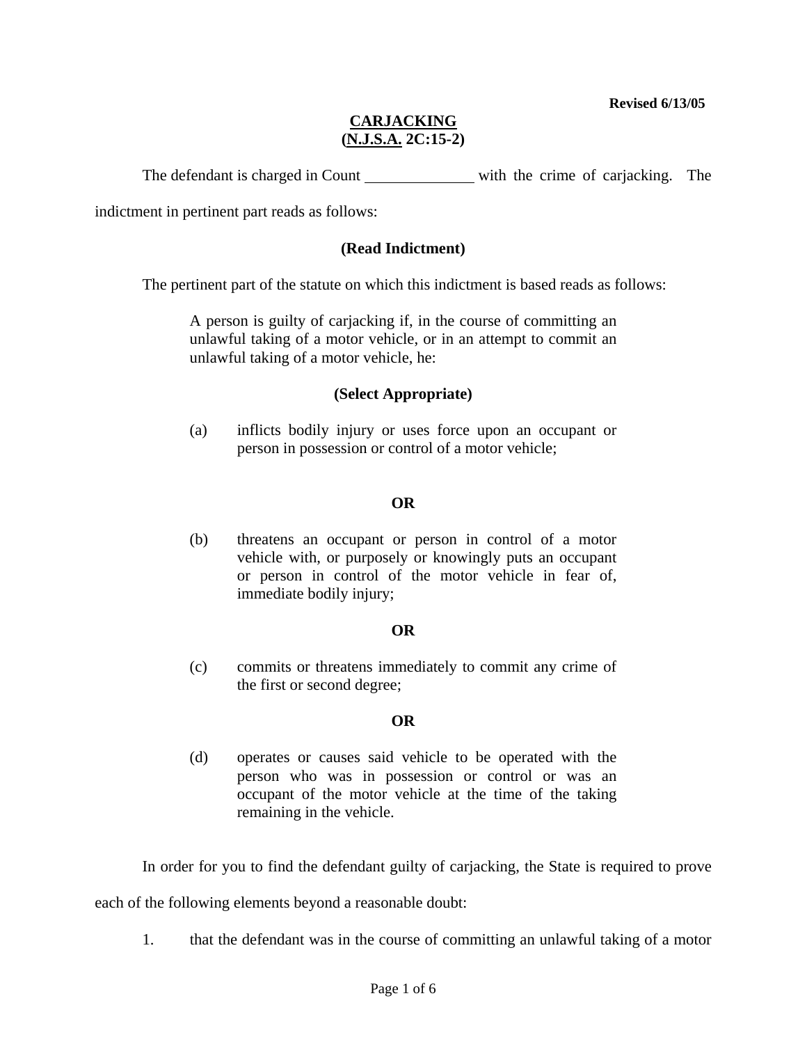Revised 6/13/05

# CARJACKING
## (N.J.S.A. 2C:15-2)

The defendant is charged in Count ______________ with the crime of carjacking. The indictment in pertinent part reads as follows:

**(Read Indictment)**

The pertinent part of the statute on which this indictment is based reads as follows:

> A person is guilty of carjacking if, in the course of committing an unlawful taking of a motor vehicle, or in an attempt to commit an unlawful taking of a motor vehicle, he:
>
> **(Select Appropriate)**
>
> (a) inflicts bodily injury or uses force upon an occupant or person in possession or control of a motor vehicle;
>
> **OR**
>
> (b) threatens an occupant or person in control of a motor vehicle with, or purposely or knowingly puts an occupant or person in control of the motor vehicle in fear of, immediate bodily injury;
>
> **OR**
>
> (c) commits or threatens immediately to commit any crime of the first or second degree;
>
> **OR**
>
> (d) operates or causes said vehicle to be operated with the person who was in possession or control or was an occupant of the motor vehicle at the time of the taking remaining in the vehicle.

In order for you to find the defendant guilty of carjacking, the State is required to prove each of the following elements beyond a reasonable doubt:

1. that the defendant was in the course of committing an unlawful taking of a motor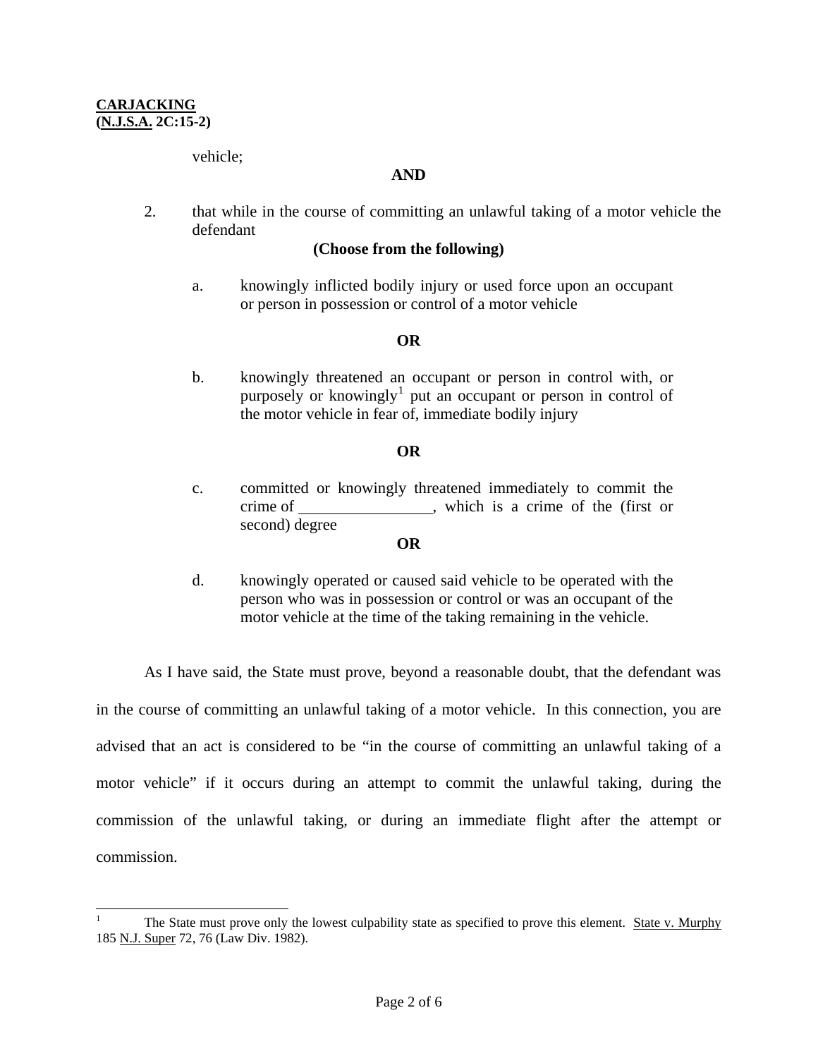vehicle;

**AND**

2. that while in the course of committing an unlawful taking of a motor vehicle the defendant

**(Choose from the following)**

   a. knowingly inflicted bodily injury or used force upon an occupant or person in possession or control of a motor vehicle

   **OR**

   b. knowingly threatened an occupant or person in control with, or purposely or knowingly[1] put an occupant or person in control of the motor vehicle in fear of, immediate bodily injury

   **OR**

   c. committed or knowingly threatened immediately to commit the crime of \_\_\_\_\_\_\_\_\_\_\_\_\_\_\_\_\_, which is a crime of the (first or second) degree

   **OR**

   d. knowingly operated or caused said vehicle to be operated with the person who was in possession or control or was an occupant of the motor vehicle at the time of the taking remaining in the vehicle.

As I have said, the State must prove, beyond a reasonable doubt, that the defendant was in the course of committing an unlawful taking of a motor vehicle. In this connection, you are advised that an act is considered to be "in the course of committing an unlawful taking of a motor vehicle" if it occurs during an attempt to commit the unlawful taking, during the commission of the unlawful taking, or during an immediate flight after the attempt or commission.

---

[1] The State must prove only the lowest culpability state as specified to prove this element. State v. Murphy 185 N.J. Super 72, 76 (Law Div. 1982).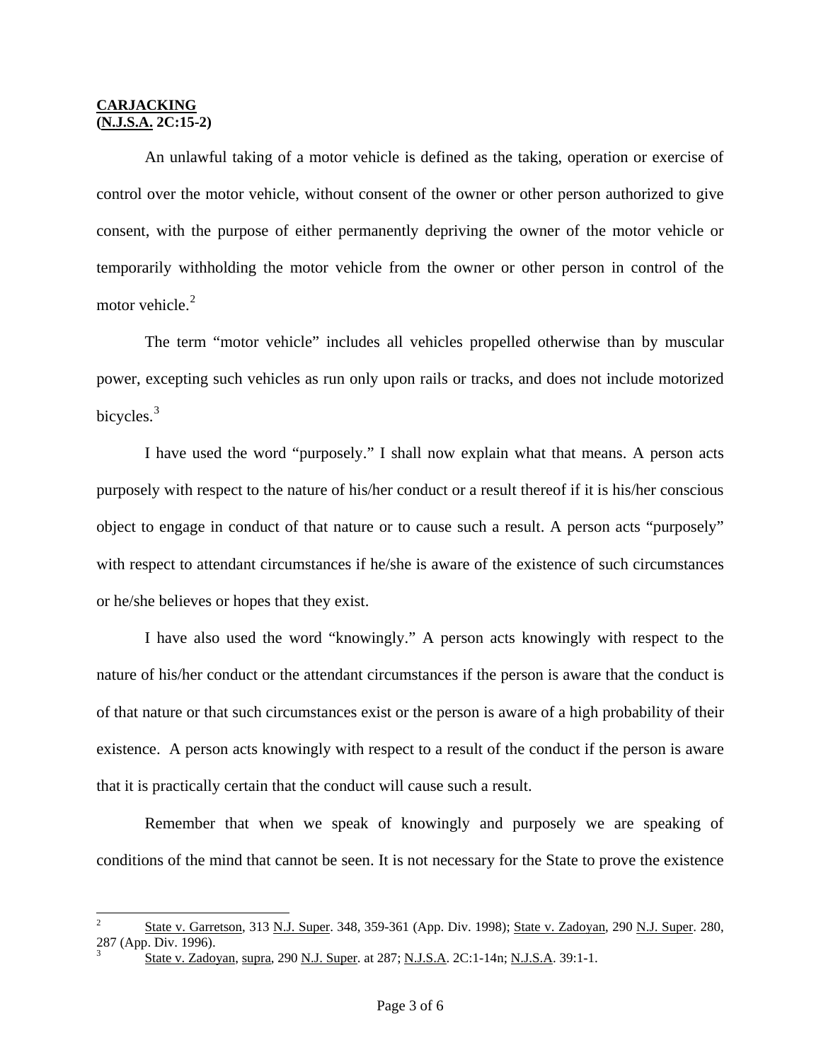**CARJACKING**
**(N.J.S.A. 2C:15-2)**

An unlawful taking of a motor vehicle is defined as the taking, operation or exercise of control over the motor vehicle, without consent of the owner or other person authorized to give consent, with the purpose of either permanently depriving the owner of the motor vehicle or temporarily withholding the motor vehicle from the owner or other person in control of the motor vehicle.[2]

The term "motor vehicle" includes all vehicles propelled otherwise than by muscular power, excepting such vehicles as run only upon rails or tracks, and does not include motorized bicycles.[3]

I have used the word "purposely." I shall now explain what that means. A person acts purposely with respect to the nature of his/her conduct or a result thereof if it is his/her conscious object to engage in conduct of that nature or to cause such a result. A person acts "purposely" with respect to attendant circumstances if he/she is aware of the existence of such circumstances or he/she believes or hopes that they exist.

I have also used the word "knowingly." A person acts knowingly with respect to the nature of his/her conduct or the attendant circumstances if the person is aware that the conduct is of that nature or that such circumstances exist or the person is aware of a high probability of their existence. A person acts knowingly with respect to a result of the conduct if the person is aware that it is practically certain that the conduct will cause such a result.

Remember that when we speak of knowingly and purposely we are speaking of conditions of the mind that cannot be seen. It is not necessary for the State to prove the existence

---

[2] State v. Garretson, 313 N.J. Super. 348, 359-361 (App. Div. 1998); State v. Zadoyan, 290 N.J. Super. 280, 287 (App. Div. 1996).

[3] State v. Zadoyan, supra, 290 N.J. Super. at 287; N.J.S.A. 2C:1-14n; N.J.S.A. 39:1-1.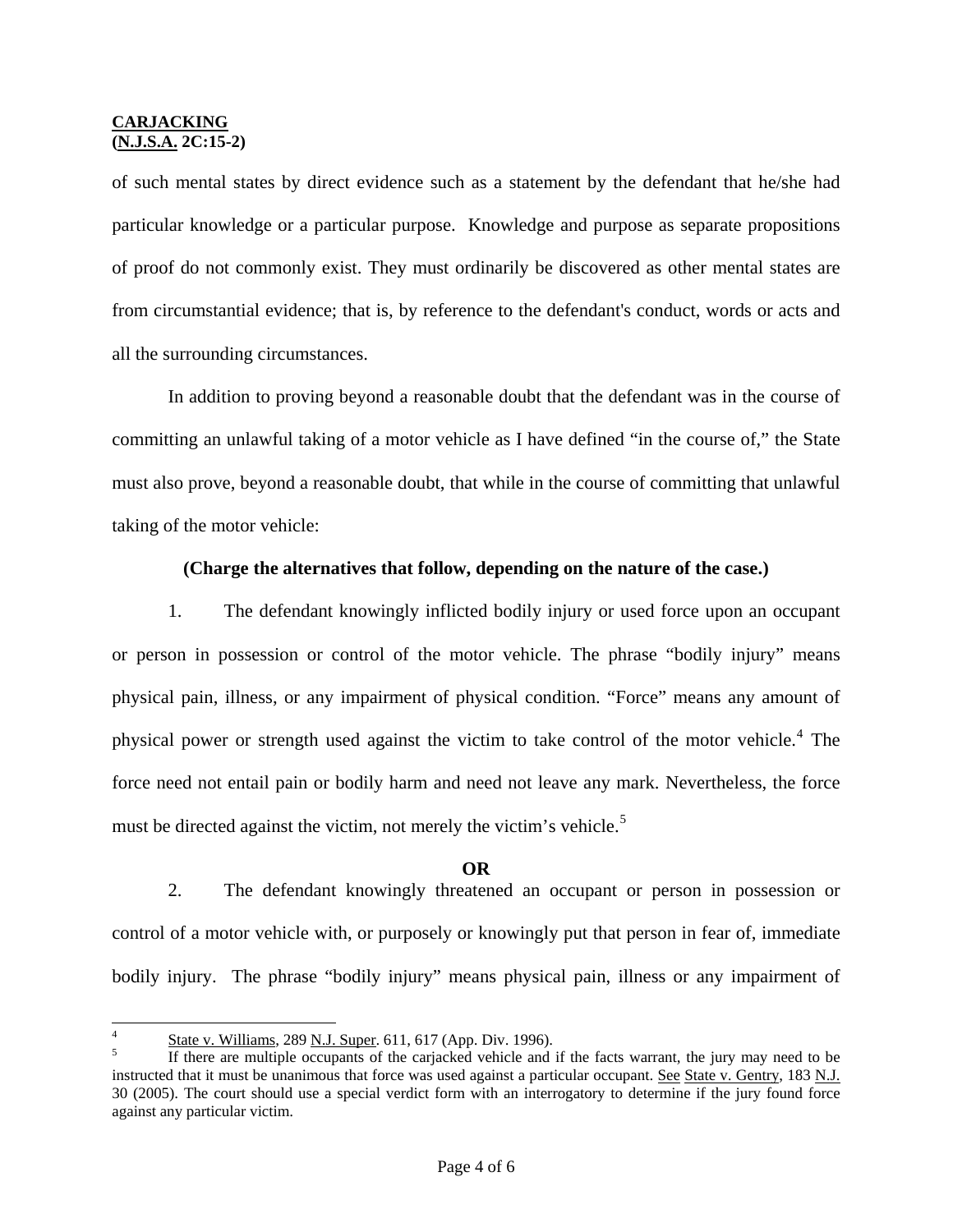of such mental states by direct evidence such as a statement by the defendant that he/she had particular knowledge or a particular purpose. Knowledge and purpose as separate propositions of proof do not commonly exist. They must ordinarily be discovered as other mental states are from circumstantial evidence; that is, by reference to the defendant's conduct, words or acts and all the surrounding circumstances.

In addition to proving beyond a reasonable doubt that the defendant was in the course of committing an unlawful taking of a motor vehicle as I have defined "in the course of," the State must also prove, beyond a reasonable doubt, that while in the course of committing that unlawful taking of the motor vehicle:

**(Charge the alternatives that follow, depending on the nature of the case.)**

1. The defendant knowingly inflicted bodily injury or used force upon an occupant or person in possession or control of the motor vehicle. The phrase "bodily injury" means physical pain, illness, or any impairment of physical condition. "Force" means any amount of physical power or strength used against the victim to take control of the motor vehicle.[4] The force need not entail pain or bodily harm and need not leave any mark. Nevertheless, the force must be directed against the victim, not merely the victim's vehicle.[5]

**OR**

2. The defendant knowingly threatened an occupant or person in possession or control of a motor vehicle with, or purposely or knowingly put that person in fear of, immediate bodily injury. The phrase "bodily injury" means physical pain, illness or any impairment of

---

[4] State v. Williams, 289 N.J. Super. 611, 617 (App. Div. 1996).

[5] If there are multiple occupants of the carjacked vehicle and if the facts warrant, the jury may need to be instructed that it must be unanimous that force was used against a particular occupant. See State v. Gentry, 183 N.J. 30 (2005). The court should use a special verdict form with an interrogatory to determine if the jury found force against any particular victim.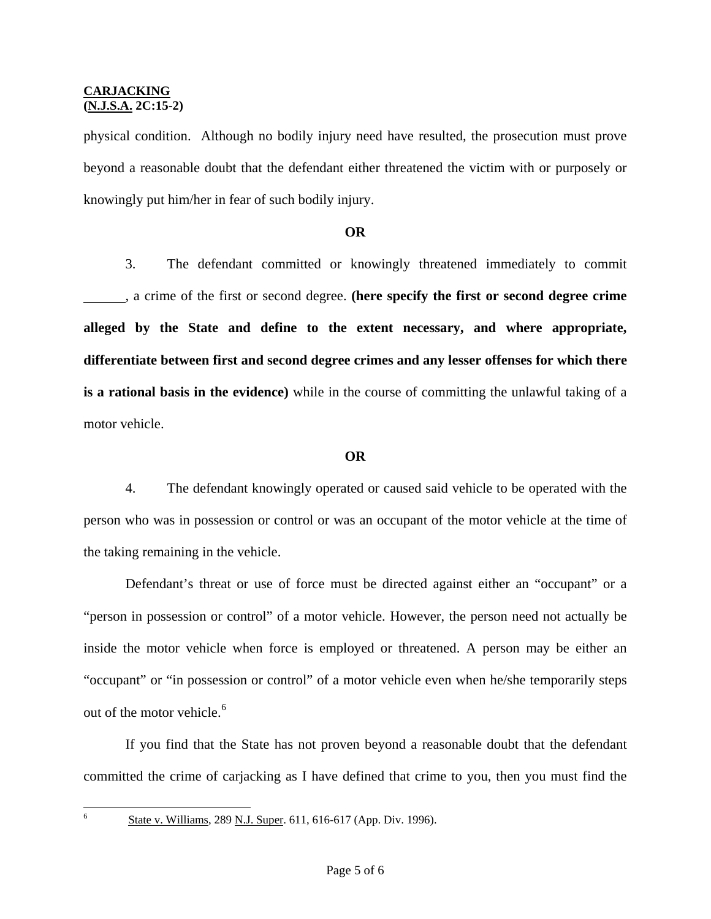physical condition. Although no bodily injury need have resulted, the prosecution must prove beyond a reasonable doubt that the defendant either threatened the victim with or purposely or knowingly put him/her in fear of such bodily injury.

**OR**

3. The defendant committed or knowingly threatened immediately to commit ______, a crime of the first or second degree. **(here specify the first or second degree crime alleged by the State and define to the extent necessary, and where appropriate, differentiate between first and second degree crimes and any lesser offenses for which there is a rational basis in the evidence)** while in the course of committing the unlawful taking of a motor vehicle.

**OR**

4. The defendant knowingly operated or caused said vehicle to be operated with the person who was in possession or control or was an occupant of the motor vehicle at the time of the taking remaining in the vehicle.

Defendant's threat or use of force must be directed against either an "occupant" or a "person in possession or control" of a motor vehicle. However, the person need not actually be inside the motor vehicle when force is employed or threatened. A person may be either an "occupant" or "in possession or control" of a motor vehicle even when he/she temporarily steps out of the motor vehicle.[6]

If you find that the State has not proven beyond a reasonable doubt that the defendant committed the crime of carjacking as I have defined that crime to you, then you must find the

---

[6] State v. Williams, 289 N.J. Super. 611, 616-617 (App. Div. 1996).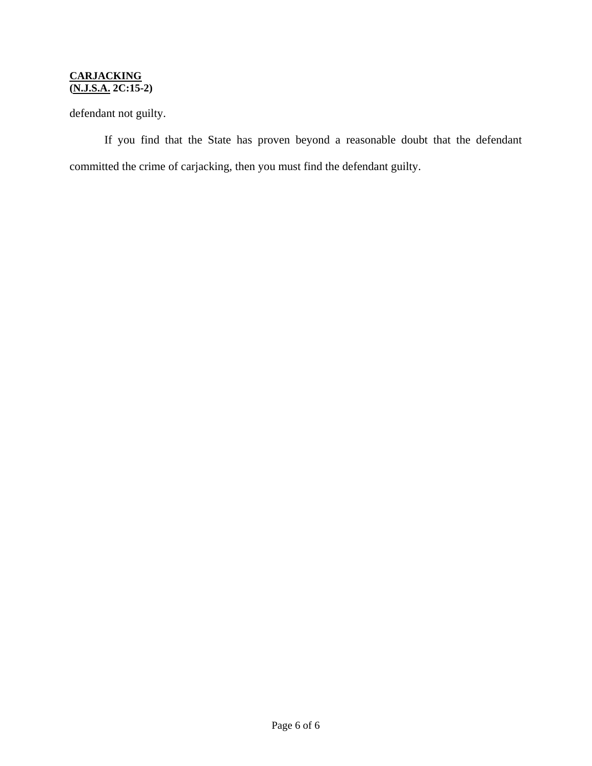defendant not guilty.

If you find that the State has proven beyond a reasonable doubt that the defendant committed the crime of carjacking, then you must find the defendant guilty.